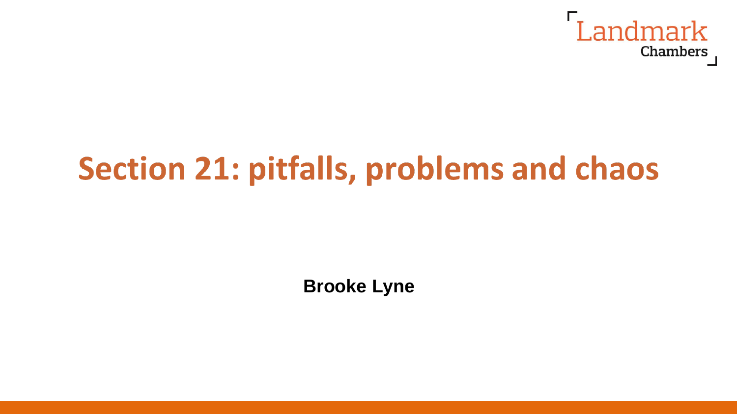Landmark Chambers

# Section 21: pitfalls, problems and chaos

**Brooke Lyne**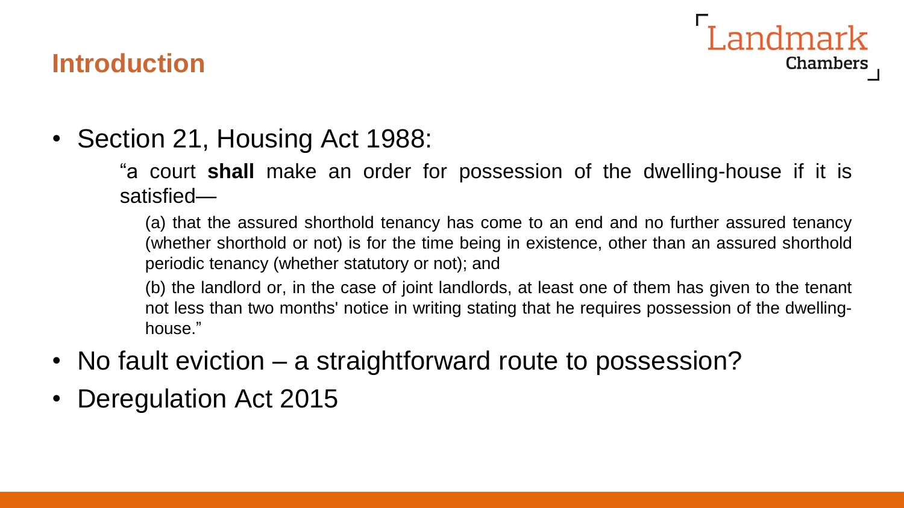## Introduction

- Section 21, Housing Act 1988:

  "a court **shall** make an order for possession of the dwelling-house if it is satisfied—

  (a) that the assured shorthold tenancy has come to an end and no further assured tenancy (whether shorthold or not) is for the time being in existence, other than an assured shorthold periodic tenancy (whether statutory or not); and

  (b) the landlord or, in the case of joint landlords, at least one of them has given to the tenant not less than two months' notice in writing stating that he requires possession of the dwelling-house."

- No fault eviction – a straightforward route to possession?
- Deregulation Act 2015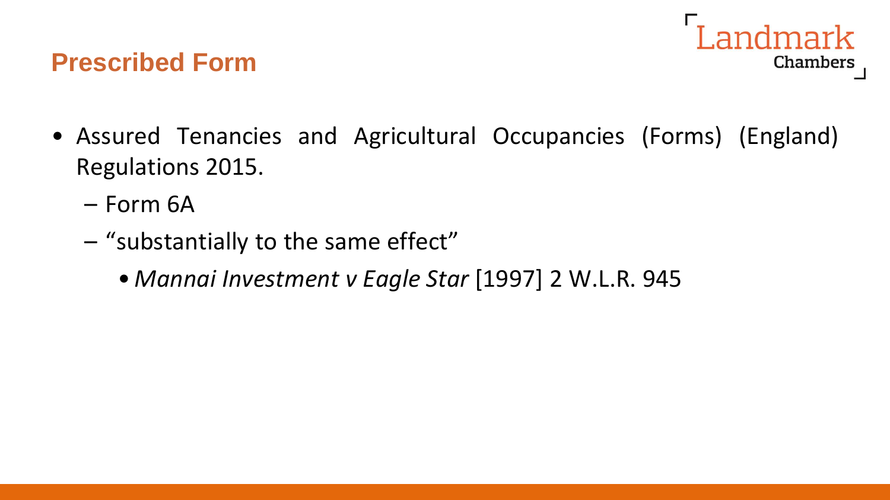## Prescribed Form

- Assured Tenancies and Agricultural Occupancies (Forms) (England) Regulations 2015.
  - Form 6A
  - "substantially to the same effect"
    - *Mannai Investment v Eagle Star* [1997] 2 W.L.R. 945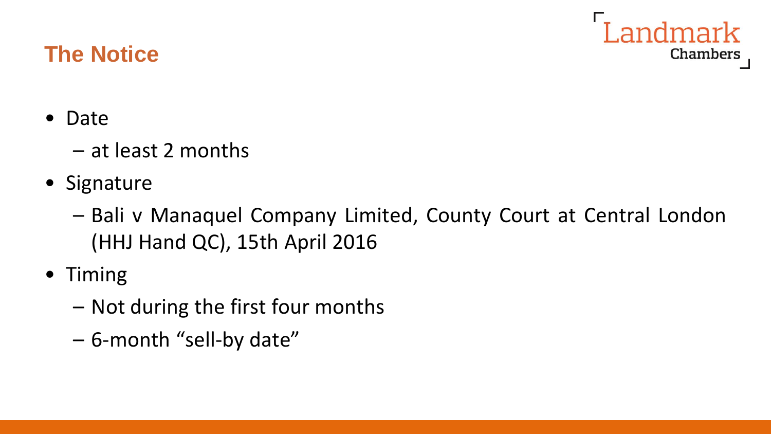## The Notice

- Date
  - at least 2 months
- Signature
  - Bali v Manaquel Company Limited, County Court at Central London (HHJ Hand QC), 15th April 2016
- Timing
  - Not during the first four months
  - 6-month "sell-by date"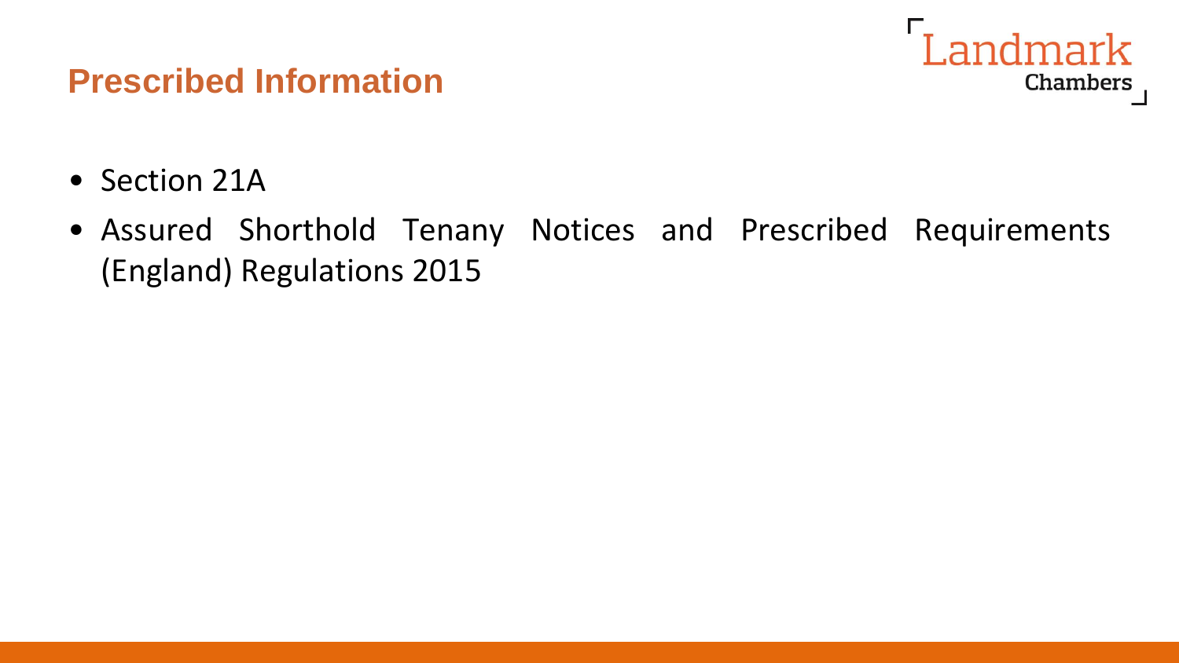# Prescribed Information

- Section 21A
- Assured Shorthold Tenany Notices and Prescribed Requirements (England) Regulations 2015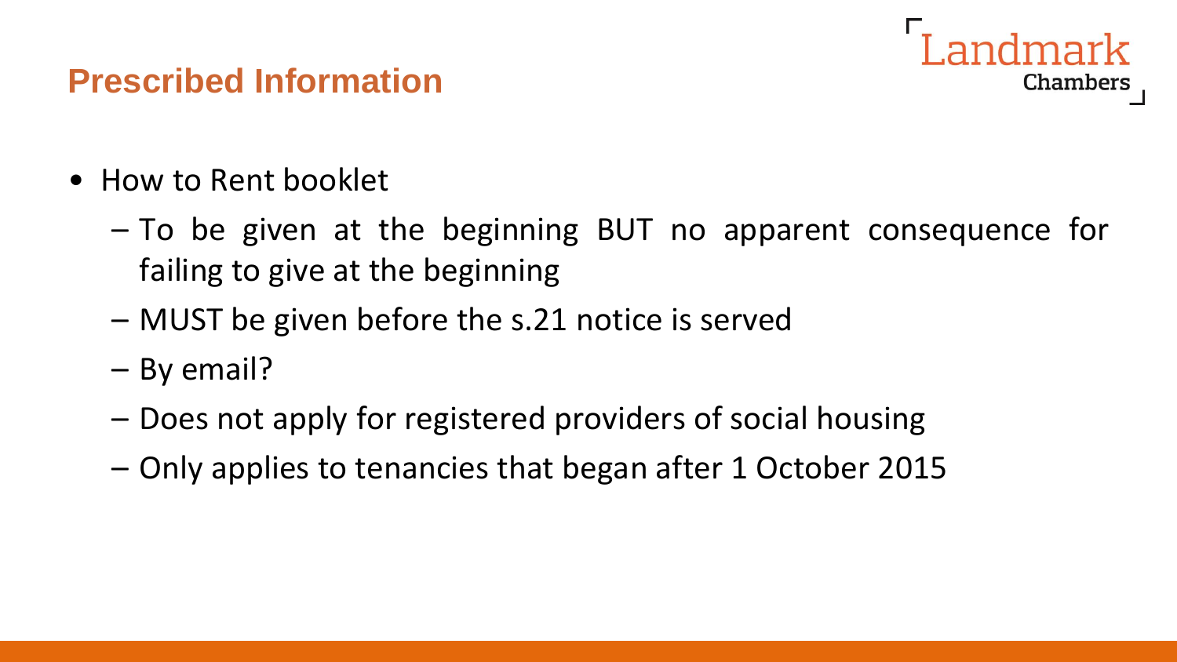# Prescribed Information

- How to Rent booklet
  - To be given at the beginning BUT no apparent consequence for failing to give at the beginning
  - MUST be given before the s.21 notice is served
  - By email?
  - Does not apply for registered providers of social housing
  - Only applies to tenancies that began after 1 October 2015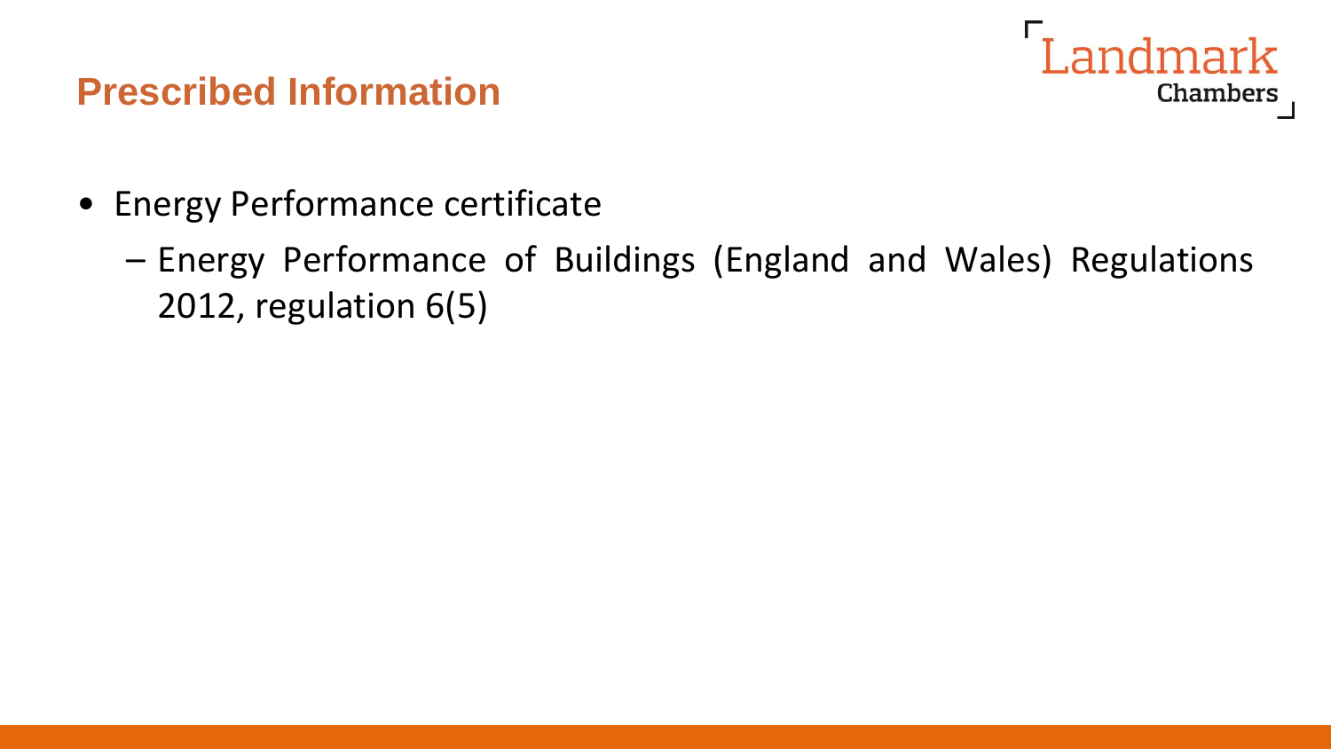## Prescribed Information

- Energy Performance certificate
  - Energy Performance of Buildings (England and Wales) Regulations 2012, regulation 6(5)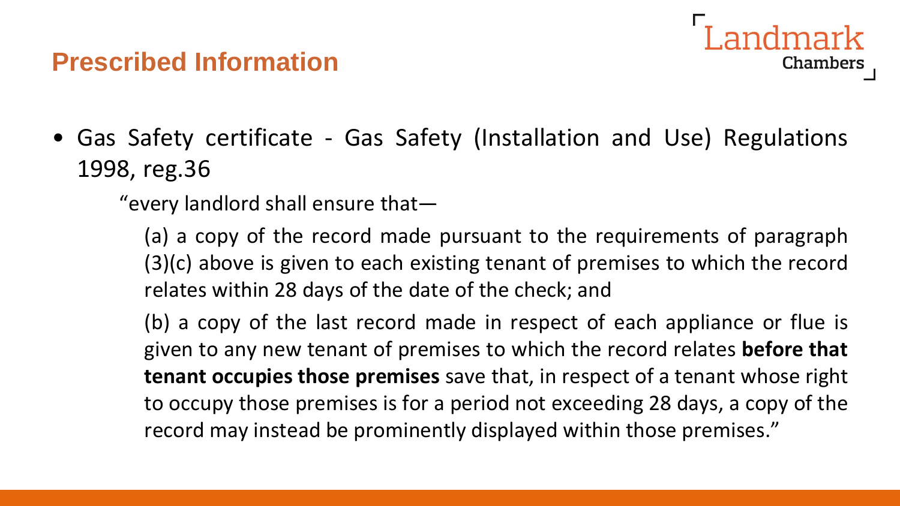## Prescribed Information

- Gas Safety certificate - Gas Safety (Installation and Use) Regulations 1998, reg.36

  "every landlord shall ensure that—

  (a) a copy of the record made pursuant to the requirements of paragraph (3)(c) above is given to each existing tenant of premises to which the record relates within 28 days of the date of the check; and

  (b) a copy of the last record made in respect of each appliance or flue is given to any new tenant of premises to which the record relates **before that tenant occupies those premises** save that, in respect of a tenant whose right to occupy those premises is for a period not exceeding 28 days, a copy of the record may instead be prominently displayed within those premises."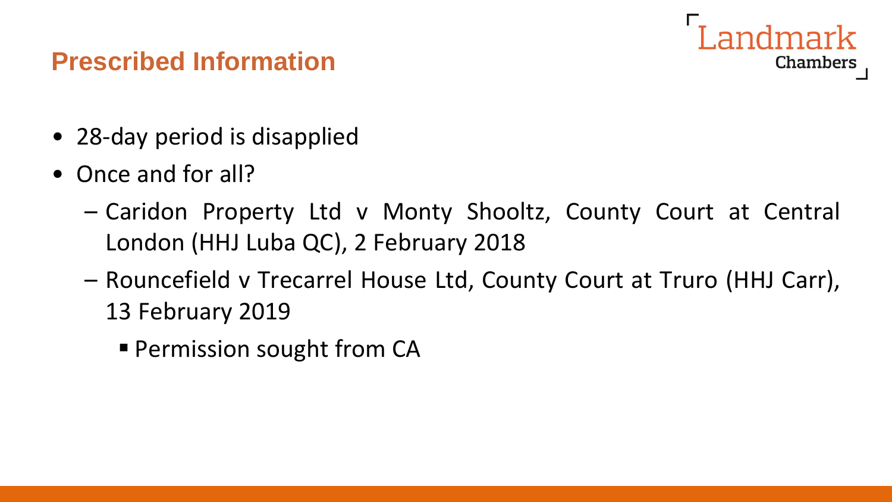## Prescribed Information

- 28-day period is disapplied
- Once and for all?
  - Caridon Property Ltd v Monty Shooltz, County Court at Central London (HHJ Luba QC), 2 February 2018
  - Rouncefield v Trecarrel House Ltd, County Court at Truro (HHJ Carr), 13 February 2019
    - Permission sought from CA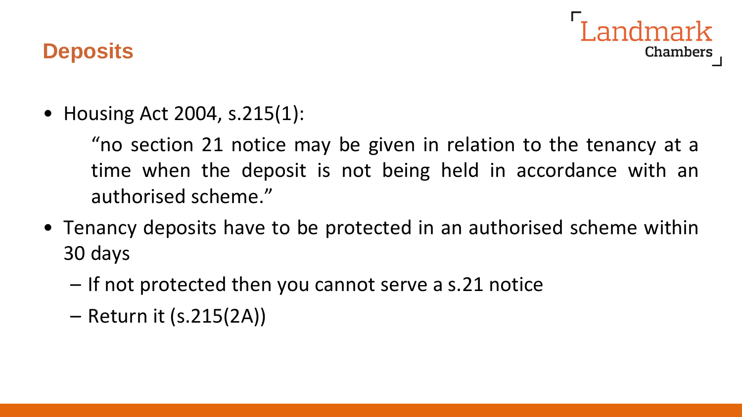## Deposits

- Housing Act 2004, s.215(1):

  > "no section 21 notice may be given in relation to the tenancy at a time when the deposit is not being held in accordance with an authorised scheme."

- Tenancy deposits have to be protected in an authorised scheme within 30 days
  - If not protected then you cannot serve a s.21 notice
  - Return it (s.215(2A))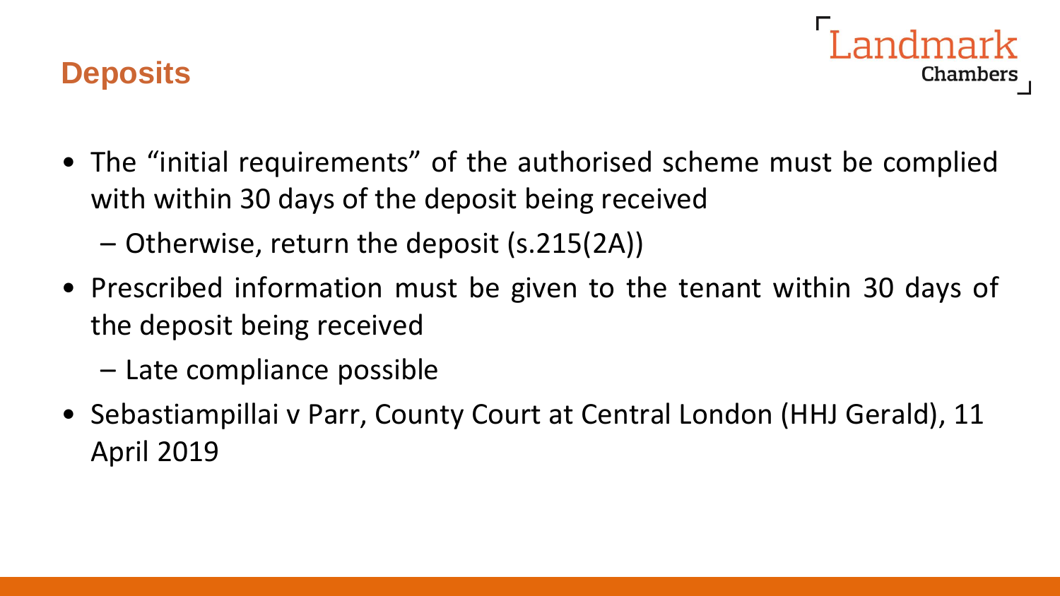## Deposits

- The "initial requirements" of the authorised scheme must be complied with within 30 days of the deposit being received
  - Otherwise, return the deposit (s.215(2A))
- Prescribed information must be given to the tenant within 30 days of the deposit being received
  - Late compliance possible
- Sebastiampillai v Parr, County Court at Central London (HHJ Gerald), 11 April 2019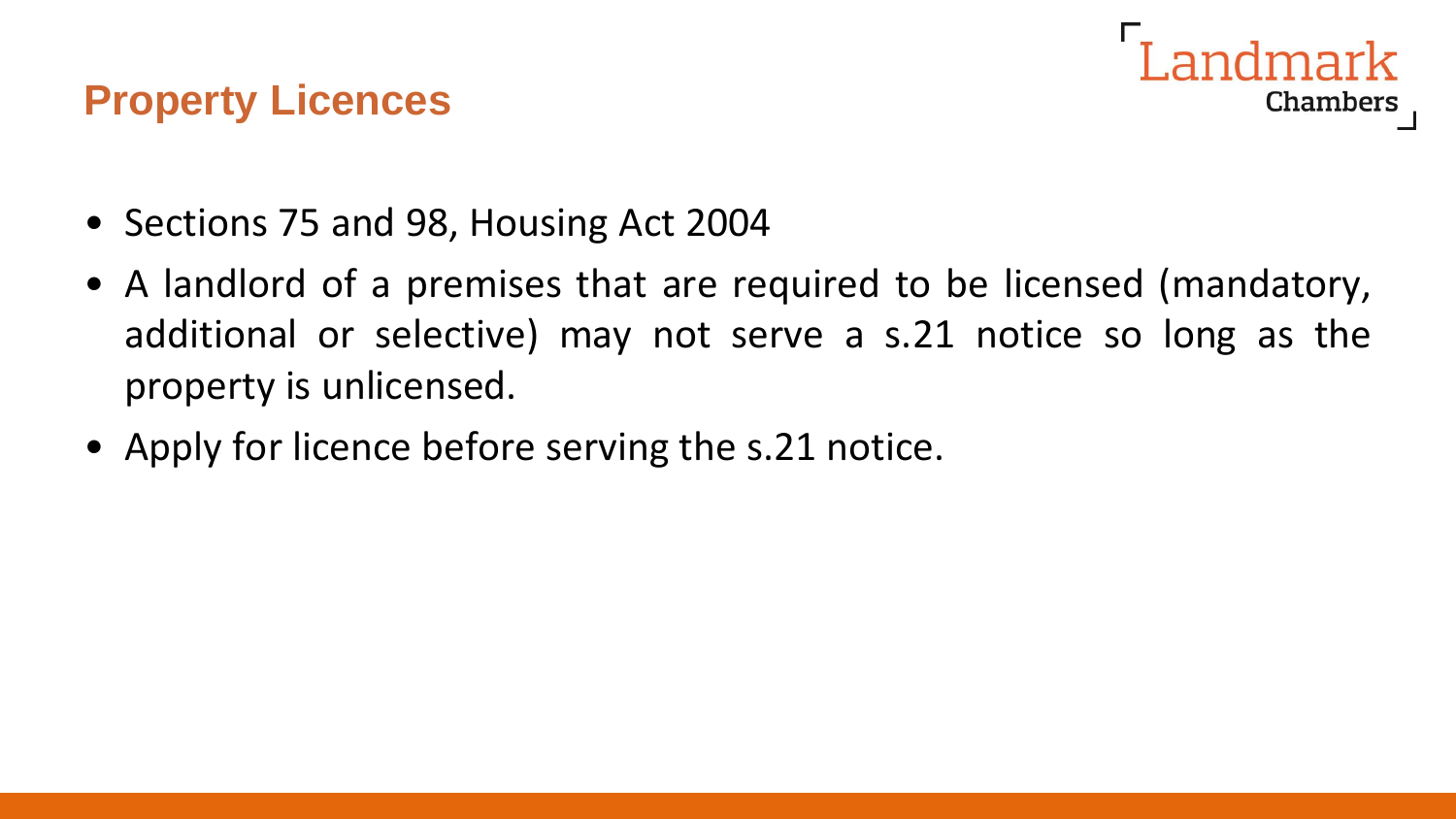## Property Licences

- Sections 75 and 98, Housing Act 2004
- A landlord of a premises that are required to be licensed (mandatory, additional or selective) may not serve a s.21 notice so long as the property is unlicensed.
- Apply for licence before serving the s.21 notice.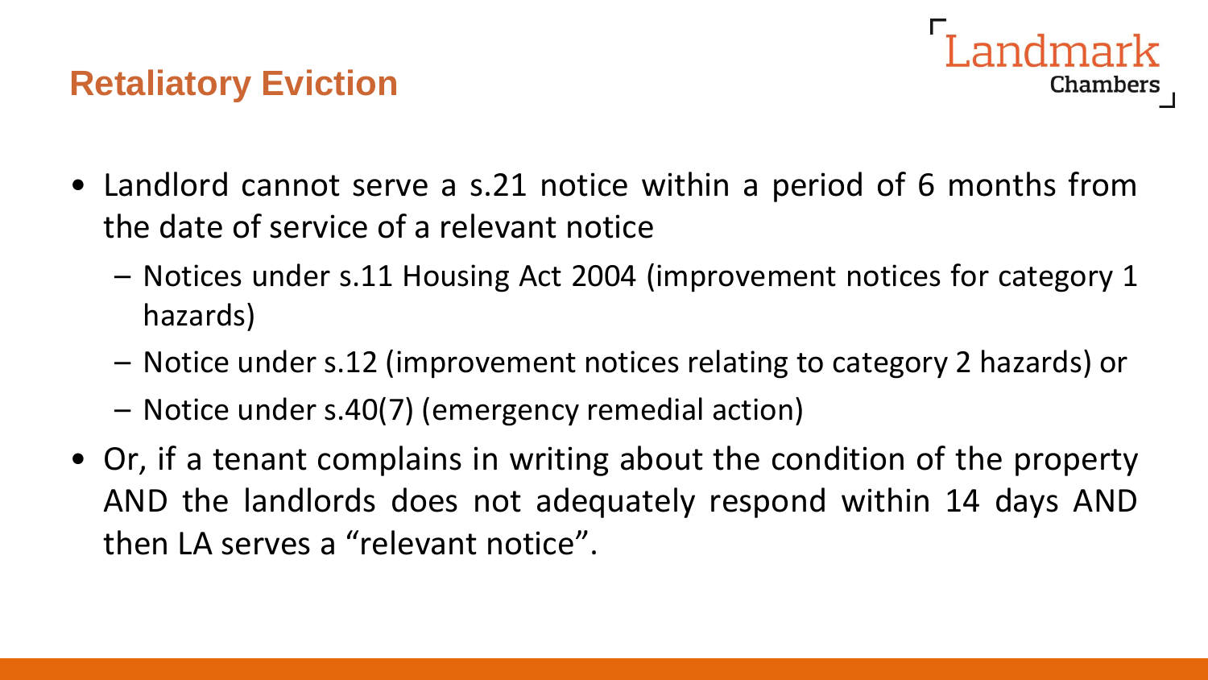## Retaliatory Eviction

- Landlord cannot serve a s.21 notice within a period of 6 months from the date of service of a relevant notice
  - Notices under s.11 Housing Act 2004 (improvement notices for category 1 hazards)
  - Notice under s.12 (improvement notices relating to category 2 hazards) or
  - Notice under s.40(7) (emergency remedial action)
- Or, if a tenant complains in writing about the condition of the property AND the landlords does not adequately respond within 14 days AND then LA serves a "relevant notice".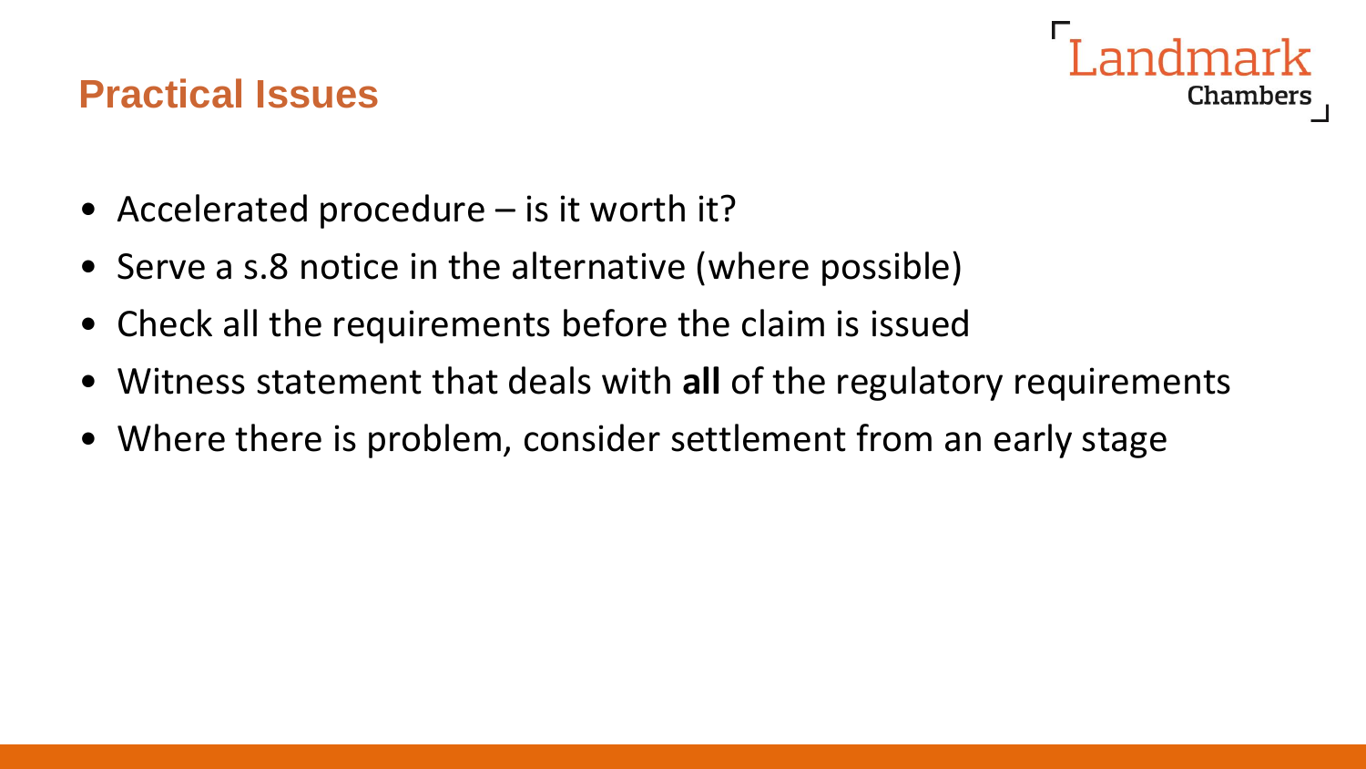## Practical Issues

- Accelerated procedure – is it worth it?
- Serve a s.8 notice in the alternative (where possible)
- Check all the requirements before the claim is issued
- Witness statement that deals with **all** of the regulatory requirements
- Where there is problem, consider settlement from an early stage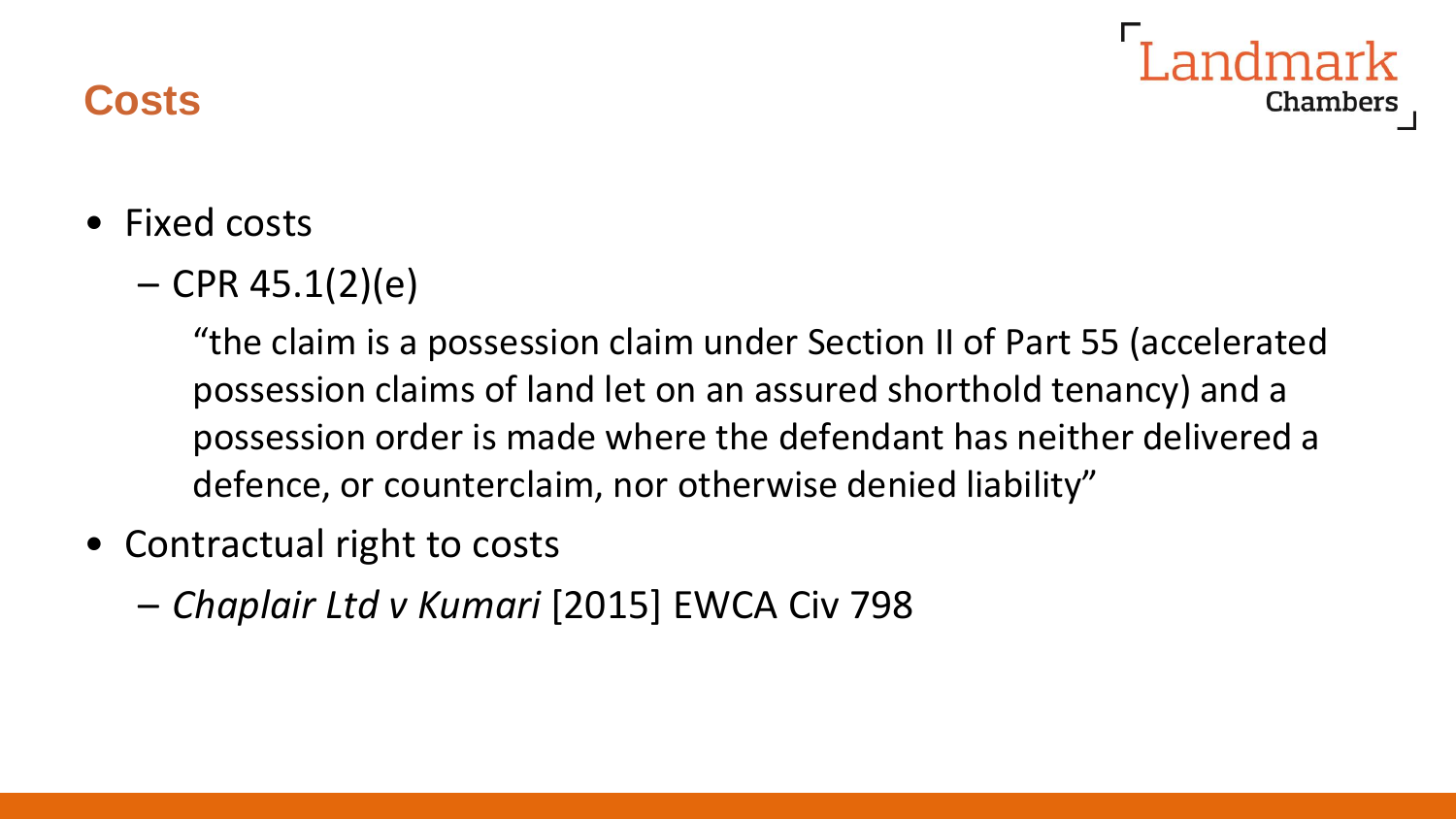## Costs

- Fixed costs
  - CPR 45.1(2)(e)

    "the claim is a possession claim under Section II of Part 55 (accelerated possession claims of land let on an assured shorthold tenancy) and a possession order is made where the defendant has neither delivered a defence, or counterclaim, nor otherwise denied liability"
- Contractual right to costs
  - *Chaplair Ltd v Kumari* [2015] EWCA Civ 798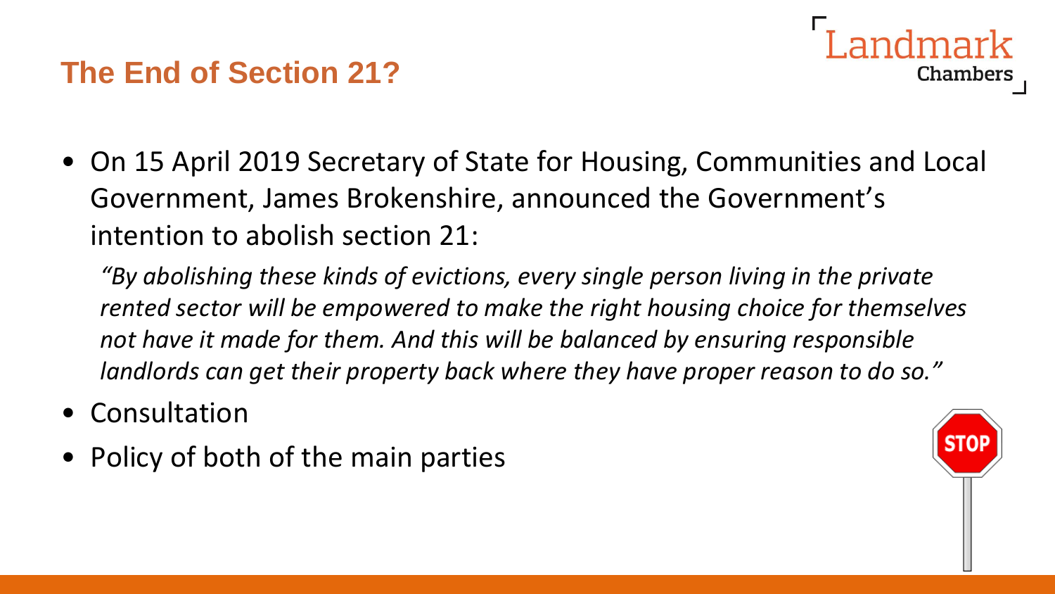# The End of Section 21?

- On 15 April 2019 Secretary of State for Housing, Communities and Local Government, James Brokenshire, announced the Government's intention to abolish section 21:

  *"By abolishing these kinds of evictions, every single person living in the private rented sector will be empowered to make the right housing choice for themselves not have it made for them. And this will be balanced by ensuring responsible landlords can get their property back where they have proper reason to do so."*

- Consultation
- Policy of both of the main parties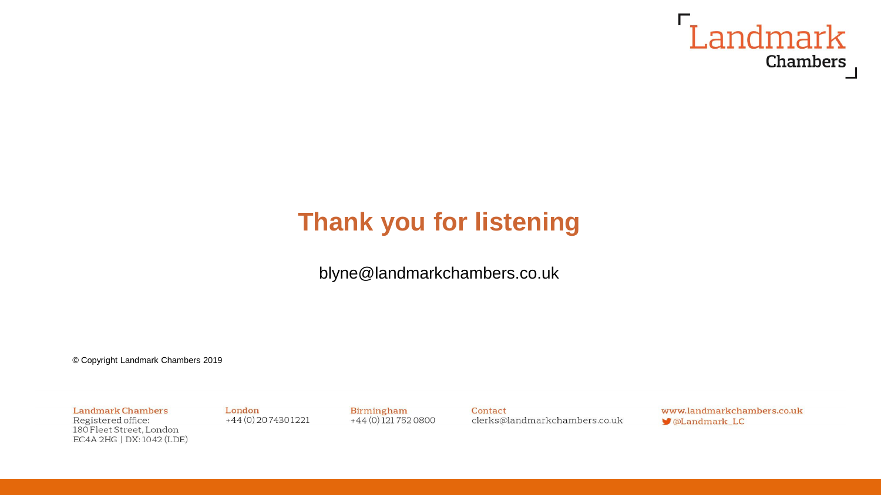Landmark Chambers

# Thank you for listening

blyne@landmarkchambers.co.uk

© Copyright Landmark Chambers 2019

**Landmark Chambers**
Registered office:
180 Fleet Street, London
EC4A 2HG | DX: 1042 (LDE)

**London**
+44 (0) 20 7430 1221

**Birmingham**
+44 (0) 121 752 0800

**Contact**
clerks@landmarkchambers.co.uk

www.landmarkchambers.co.uk
@Landmark_LC